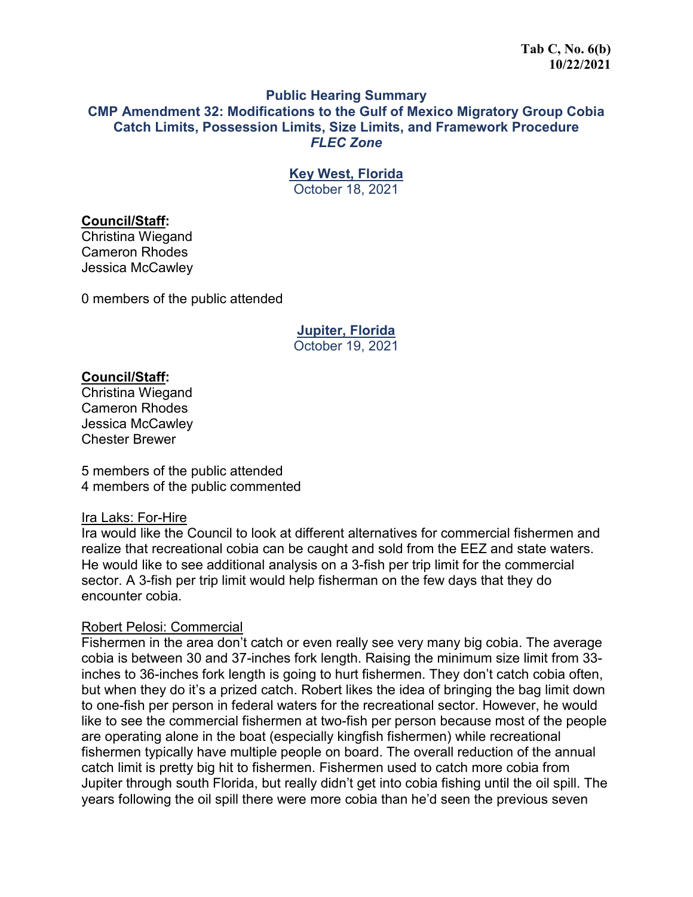**Tab C, No. 6(b)**
**10/22/2021**

# Public Hearing Summary

## CMP Amendment 32: Modifications to the Gulf of Mexico Migratory Group Cobia Catch Limits, Possession Limits, Size Limits, and Framework Procedure

*FLEC Zone*

### Key West, Florida

October 18, 2021

**Council/Staff:**
Christina Wiegand
Cameron Rhodes
Jessica McCawley

0 members of the public attended

### Jupiter, Florida

October 19, 2021

**Council/Staff:**
Christina Wiegand
Cameron Rhodes
Jessica McCawley
Chester Brewer

5 members of the public attended
4 members of the public commented

Ira Laks: For-Hire

Ira would like the Council to look at different alternatives for commercial fishermen and realize that recreational cobia can be caught and sold from the EEZ and state waters. He would like to see additional analysis on a 3-fish per trip limit for the commercial sector. A 3-fish per trip limit would help fisherman on the few days that they do encounter cobia.

Robert Pelosi: Commercial

Fishermen in the area don't catch or even really see very many big cobia. The average cobia is between 30 and 37-inches fork length. Raising the minimum size limit from 33-inches to 36-inches fork length is going to hurt fishermen. They don't catch cobia often, but when they do it's a prized catch. Robert likes the idea of bringing the bag limit down to one-fish per person in federal waters for the recreational sector. However, he would like to see the commercial fishermen at two-fish per person because most of the people are operating alone in the boat (especially kingfish fishermen) while recreational fishermen typically have multiple people on board. The overall reduction of the annual catch limit is pretty big hit to fishermen. Fishermen used to catch more cobia from Jupiter through south Florida, but really didn't get into cobia fishing until the oil spill. The years following the oil spill there were more cobia than he'd seen the previous seven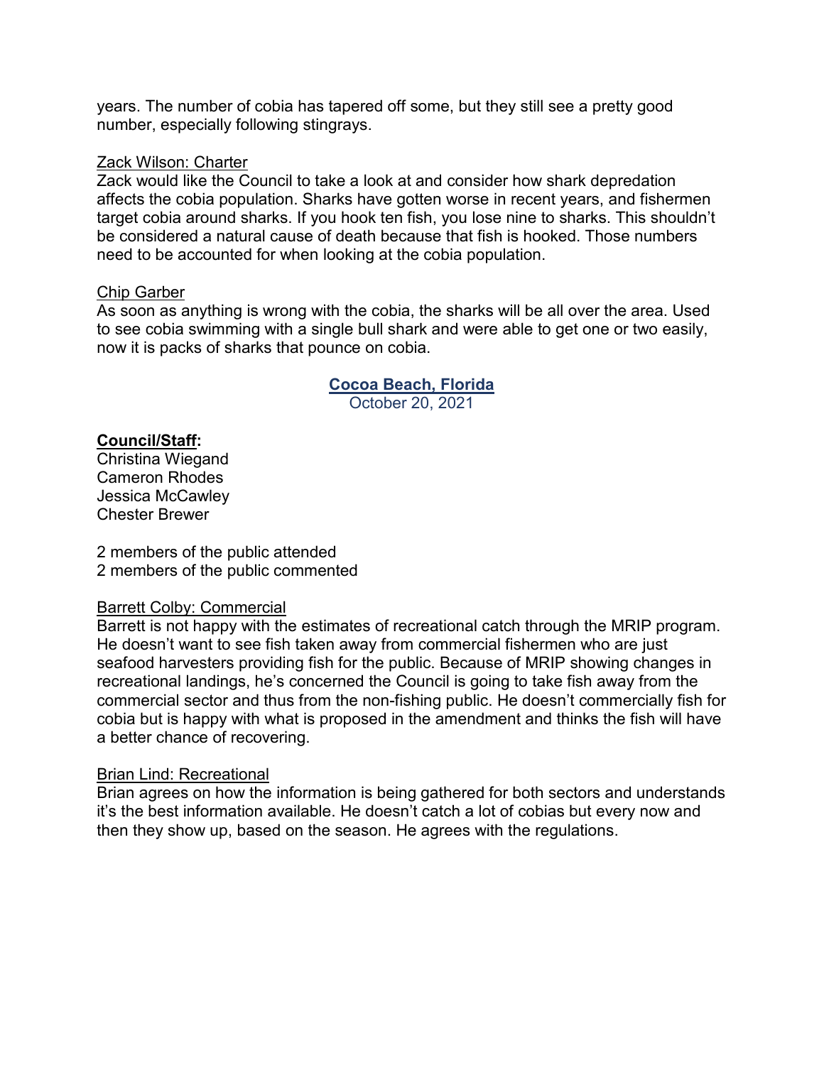years. The number of cobia has tapered off some, but they still see a pretty good number, especially following stingrays.

Zack Wilson: Charter

Zack would like the Council to take a look at and consider how shark depredation affects the cobia population. Sharks have gotten worse in recent years, and fishermen target cobia around sharks. If you hook ten fish, you lose nine to sharks. This shouldn't be considered a natural cause of death because that fish is hooked. Those numbers need to be accounted for when looking at the cobia population.

Chip Garber

As soon as anything is wrong with the cobia, the sharks will be all over the area. Used to see cobia swimming with a single bull shark and were able to get one or two easily, now it is packs of sharks that pounce on cobia.

## Cocoa Beach, Florida

October 20, 2021

**Council/Staff:**

Christina Wiegand
Cameron Rhodes
Jessica McCawley
Chester Brewer

2 members of the public attended
2 members of the public commented

Barrett Colby: Commercial

Barrett is not happy with the estimates of recreational catch through the MRIP program. He doesn't want to see fish taken away from commercial fishermen who are just seafood harvesters providing fish for the public. Because of MRIP showing changes in recreational landings, he's concerned the Council is going to take fish away from the commercial sector and thus from the non-fishing public. He doesn't commercially fish for cobia but is happy with what is proposed in the amendment and thinks the fish will have a better chance of recovering.

Brian Lind: Recreational

Brian agrees on how the information is being gathered for both sectors and understands it's the best information available. He doesn't catch a lot of cobias but every now and then they show up, based on the season. He agrees with the regulations.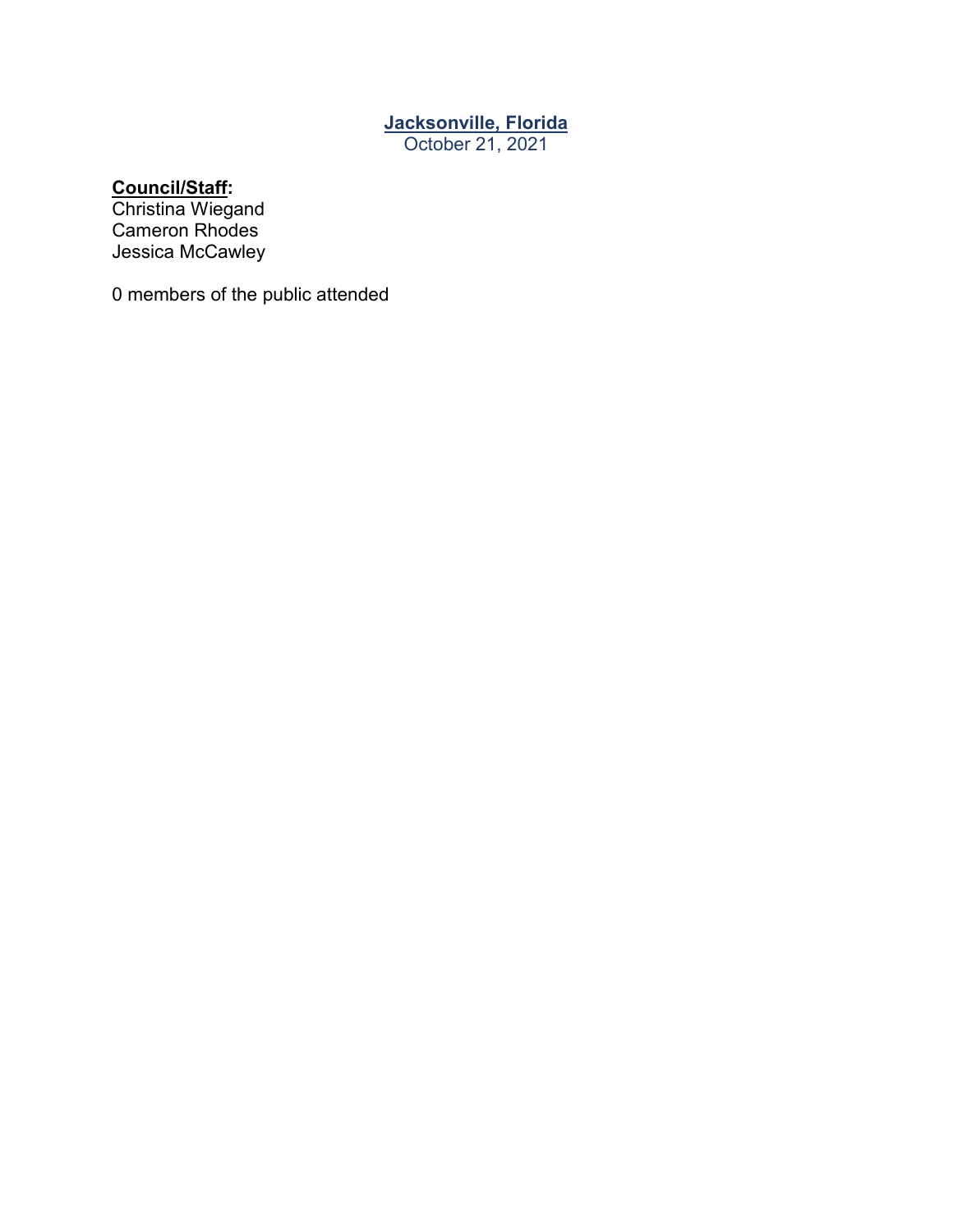**Jacksonville, Florida**
October 21, 2021

**Council/Staff:**
Christina Wiegand
Cameron Rhodes
Jessica McCawley

0 members of the public attended